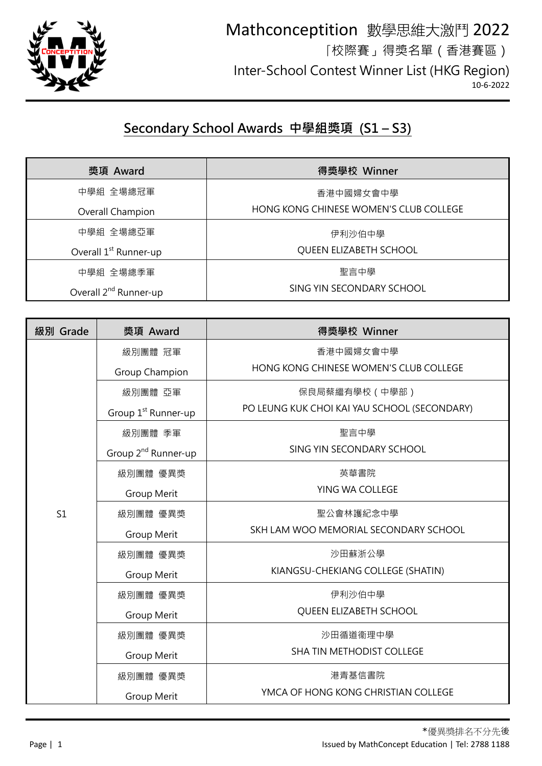# Mathconceptition 數學思維大激鬥 2022

「校際賽」得獎名單（香港賽區）

Inter-School Contest Winner List (HKG Region)

10-6-2022

## Secondary School Awards 中學組獎項 (S1 – S3)

| 獎項 Award | 得獎學校 Winner |
|---|---|
| 中學組 全場總冠軍<br>Overall Champion | 香港中國婦女會中學<br>HONG KONG CHINESE WOMEN'S CLUB COLLEGE |
| 中學組 全場總亞軍<br>Overall 1st Runner-up | 伊利沙伯中學<br>QUEEN ELIZABETH SCHOOL |
| 中學組 全場總季軍<br>Overall 2nd Runner-up | 聖言中學<br>SING YIN SECONDARY SCHOOL |

| 級別 Grade | 獎項 Award | 得獎學校 Winner |
|---|---|---|
| S1 | 級別團體 冠軍<br>Group Champion | 香港中國婦女會中學<br>HONG KONG CHINESE WOMEN'S CLUB COLLEGE |
| | 級別團體 亞軍<br>Group 1st Runner-up | 保良局蔡繼有學校（中學部）<br>PO LEUNG KUK CHOI KAI YAU SCHOOL (SECONDARY) |
| | 級別團體 季軍<br>Group 2nd Runner-up | 聖言中學<br>SING YIN SECONDARY SCHOOL |
| | 級別團體 優異獎<br>Group Merit | 英華書院<br>YING WA COLLEGE |
| | 級別團體 優異獎<br>Group Merit | 聖公會林護紀念中學<br>SKH LAM WOO MEMORIAL SECONDARY SCHOOL |
| | 級別團體 優異獎<br>Group Merit | 沙田蘇浙公學<br>KIANGSU-CHEKIANG COLLEGE (SHATIN) |
| | 級別團體 優異獎<br>Group Merit | 伊利沙伯中學<br>QUEEN ELIZABETH SCHOOL |
| | 級別團體 優異獎<br>Group Merit | 沙田循道衛理中學<br>SHA TIN METHODIST COLLEGE |
| | 級別團體 優異獎<br>Group Merit | 港青基信書院<br>YMCA OF HONG KONG CHRISTIAN COLLEGE |

*優異獎排名不分先後

Issued by MathConcept Education | Tel: 2788 1188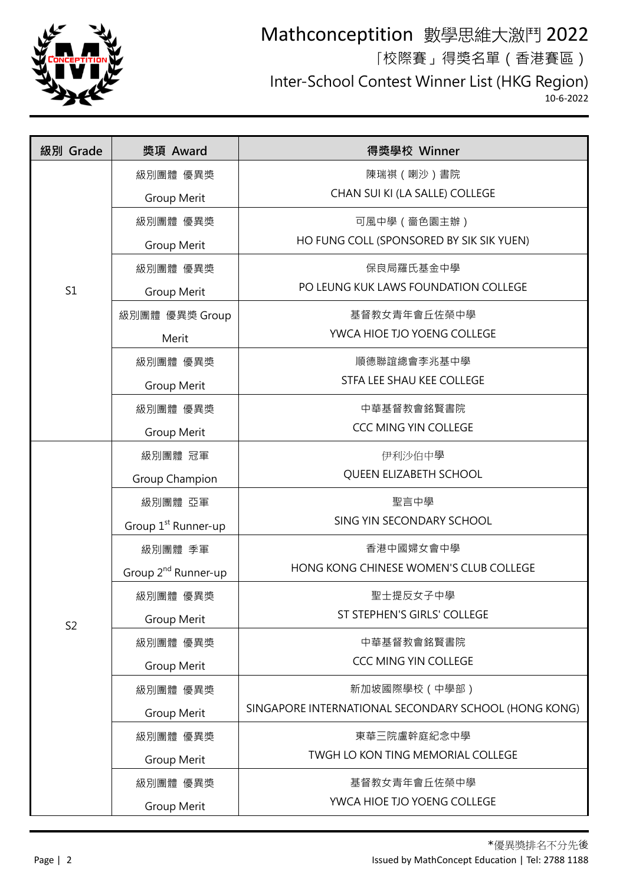# Mathconceptition 數學思維大激鬥 2022

「校際賽」得獎名單（香港賽區）

Inter-School Contest Winner List (HKG Region)

10-6-2022

| 級別 Grade | 獎項 Award | 得獎學校 Winner |
|---|---|---|
| S1 | 級別團體 優異獎 Group Merit | 陳瑞祺（喇沙）書院 CHAN SUI KI (LA SALLE) COLLEGE |
| | 級別團體 優異獎 Group Merit | 可風中學（嗇色園主辦） HO FUNG COLL (SPONSORED BY SIK SIK YUEN) |
| | 級別團體 優異獎 Group Merit | 保良局羅氏基金中學 PO LEUNG KUK LAWS FOUNDATION COLLEGE |
| | 級別團體 優異獎 Group Merit | 基督教女青年會丘佐榮中學 YWCA HIOE TJO YOENG COLLEGE |
| | 級別團體 優異獎 Group Merit | 順德聯誼總會李兆基中學 STFA LEE SHAU KEE COLLEGE |
| | 級別團體 優異獎 Group Merit | 中華基督教會銘賢書院 CCC MING YIN COLLEGE |
| S2 | 級別團體 冠軍 Group Champion | 伊利沙伯中學 QUEEN ELIZABETH SCHOOL |
| | 級別團體 亞軍 Group 1st Runner-up | 聖言中學 SING YIN SECONDARY SCHOOL |
| | 級別團體 季軍 Group 2nd Runner-up | 香港中國婦女會中學 HONG KONG CHINESE WOMEN'S CLUB COLLEGE |
| | 級別團體 優異獎 Group Merit | 聖士提反女子中學 ST STEPHEN'S GIRLS' COLLEGE |
| | 級別團體 優異獎 Group Merit | 中華基督教會銘賢書院 CCC MING YIN COLLEGE |
| | 級別團體 優異獎 Group Merit | 新加坡國際學校（中學部） SINGAPORE INTERNATIONAL SECONDARY SCHOOL (HONG KONG) |
| | 級別團體 優異獎 Group Merit | 東華三院盧幹庭紀念中學 TWGH LO KON TING MEMORIAL COLLEGE |
| | 級別團體 優異獎 Group Merit | 基督教女青年會丘佐榮中學 YWCA HIOE TJO YOENG COLLEGE |

*優異獎排名不分先後

Issued by MathConcept Education | Tel: 2788 1188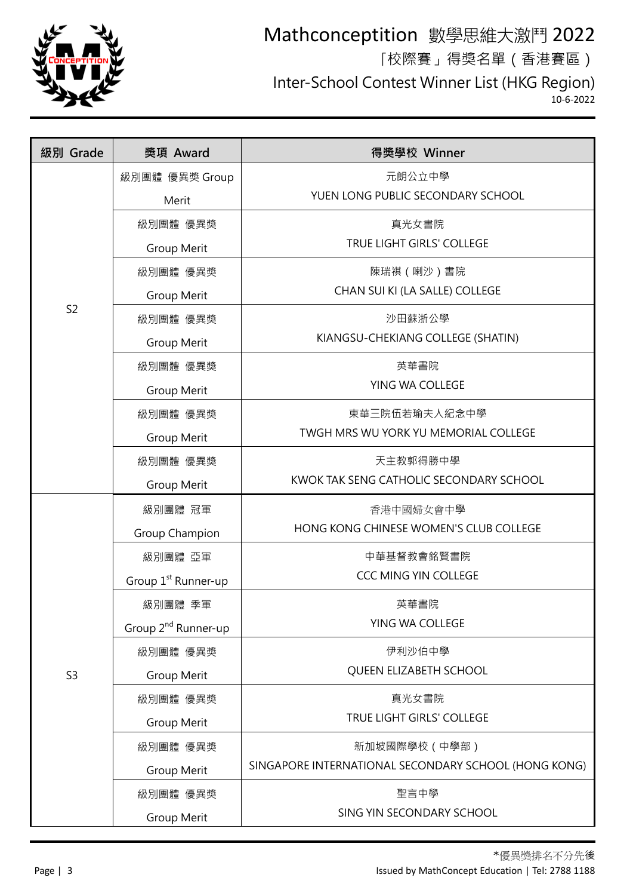# Mathconceptition 數學思維大激鬥 2022

## 「校際賽」得獎名單（香港賽區）

## Inter-School Contest Winner List (HKG Region)

10-6-2022

| 級別 Grade | 獎項 Award | 得獎學校 Winner |
|---|---|---|
| S2 | 級別團體 優異獎 Group Merit | 元朗公立中學 YUEN LONG PUBLIC SECONDARY SCHOOL |
| | 級別團體 優異獎 Group Merit | 真光女書院 TRUE LIGHT GIRLS' COLLEGE |
| | 級別團體 優異獎 Group Merit | 陳瑞祺（喇沙）書院 CHAN SUI KI (LA SALLE) COLLEGE |
| | 級別團體 優異獎 Group Merit | 沙田蘇浙公學 KIANGSU-CHEKIANG COLLEGE (SHATIN) |
| | 級別團體 優異獎 Group Merit | 英華書院 YING WA COLLEGE |
| | 級別團體 優異獎 Group Merit | 東華三院伍若瑜夫人紀念中學 TWGH MRS WU YORK YU MEMORIAL COLLEGE |
| | 級別團體 優異獎 Group Merit | 天主教郭得勝中學 KWOK TAK SENG CATHOLIC SECONDARY SCHOOL |
| S3 | 級別團體 冠軍 Group Champion | 香港中國婦女會中學 HONG KONG CHINESE WOMEN'S CLUB COLLEGE |
| | 級別團體 亞軍 Group 1st Runner-up | 中華基督教會銘賢書院 CCC MING YIN COLLEGE |
| | 級別團體 季軍 Group 2nd Runner-up | 英華書院 YING WA COLLEGE |
| | 級別團體 優異獎 Group Merit | 伊利沙伯中學 QUEEN ELIZABETH SCHOOL |
| | 級別團體 優異獎 Group Merit | 真光女書院 TRUE LIGHT GIRLS' COLLEGE |
| | 級別團體 優異獎 Group Merit | 新加坡國際學校（中學部） SINGAPORE INTERNATIONAL SECONDARY SCHOOL (HONG KONG) |
| | 級別團體 優異獎 Group Merit | 聖言中學 SING YIN SECONDARY SCHOOL |

*優異獎排名不分先後

Issued by MathConcept Education | Tel: 2788 1188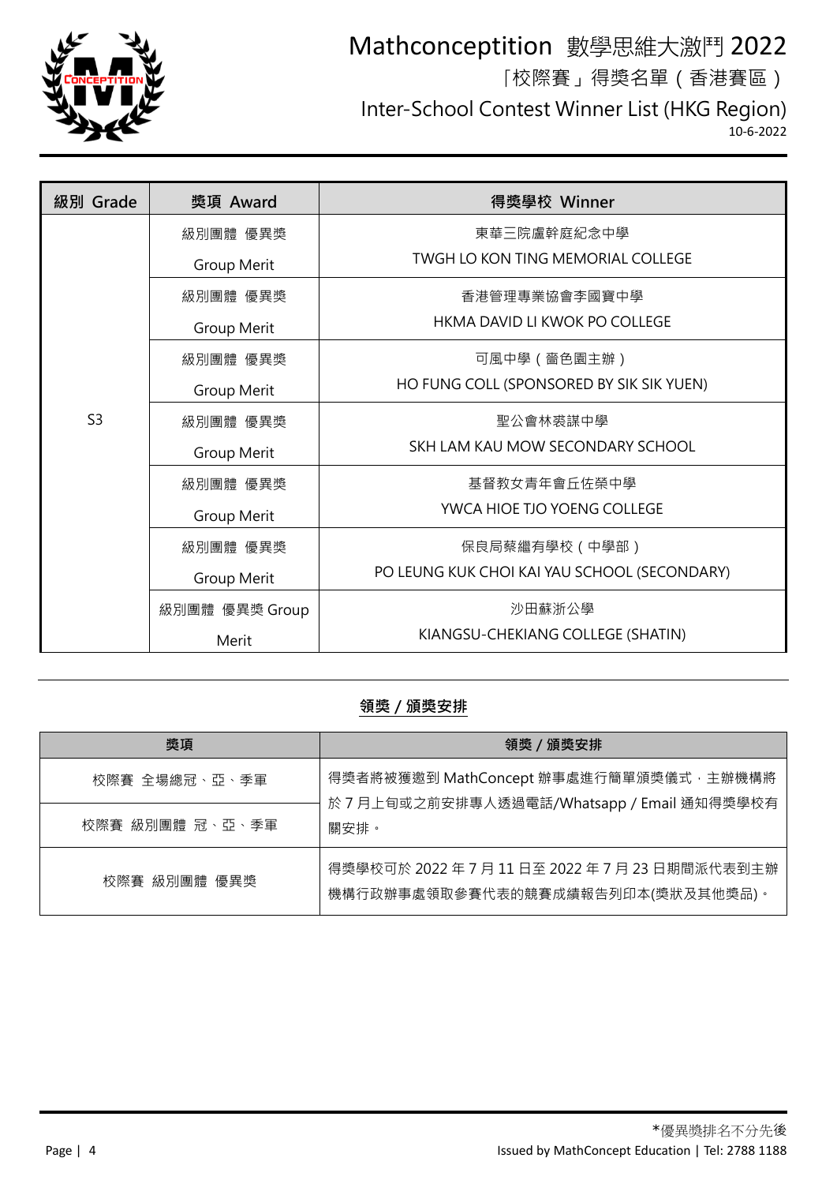# Mathconceptition 數學思維大激鬥 2022

「校際賽」得獎名單（香港賽區）

Inter-School Contest Winner List (HKG Region)

10-6-2022

| 級別 Grade | 獎項 Award | 得獎學校 Winner |
|---|---|---|
| S3 | 級別團體 優異獎 Group Merit | 東華三院盧幹庭紀念中學 TWGH LO KON TING MEMORIAL COLLEGE |
| | 級別團體 優異獎 Group Merit | 香港管理專業協會李國寶中學 HKMA DAVID LI KWOK PO COLLEGE |
| | 級別團體 優異獎 Group Merit | 可風中學（嗇色園主辦） HO FUNG COLL (SPONSORED BY SIK SIK YUEN) |
| | 級別團體 優異獎 Group Merit | 聖公會林裘謀中學 SKH LAM KAU MOW SECONDARY SCHOOL |
| | 級別團體 優異獎 Group Merit | 基督教女青年會丘佐榮中學 YWCA HIOE TJO YOENG COLLEGE |
| | 級別團體 優異獎 Group Merit | 保良局蔡繼有學校（中學部） PO LEUNG KUK CHOI KAI YAU SCHOOL (SECONDARY) |
| | 級別團體 優異獎 Group Merit | 沙田蘇浙公學 KIANGSU-CHEKIANG COLLEGE (SHATIN) |

## 領獎 / 頒獎安排

| 獎項 | 領獎 / 頒獎安排 |
|---|---|
| 校際賽 全場總冠、亞、季軍 | 得獎者將被獲邀到 MathConcept 辦事處進行簡單頒獎儀式，主辦機構將於 7 月上旬或之前安排專人透過電話/Whatsapp / Email 通知得獎學校有關安排。 |
| 校際賽 級別團體 冠、亞、季軍 | |
| 校際賽 級別團體 優異獎 | 得獎學校可於 2022 年 7 月 11 日至 2022 年 7 月 23 日期間派代表到主辦機構行政辦事處領取參賽代表的競賽成績報告列印本(獎狀及其他獎品)。 |

*優異獎排名不分先後

Issued by MathConcept Education | Tel: 2788 1188